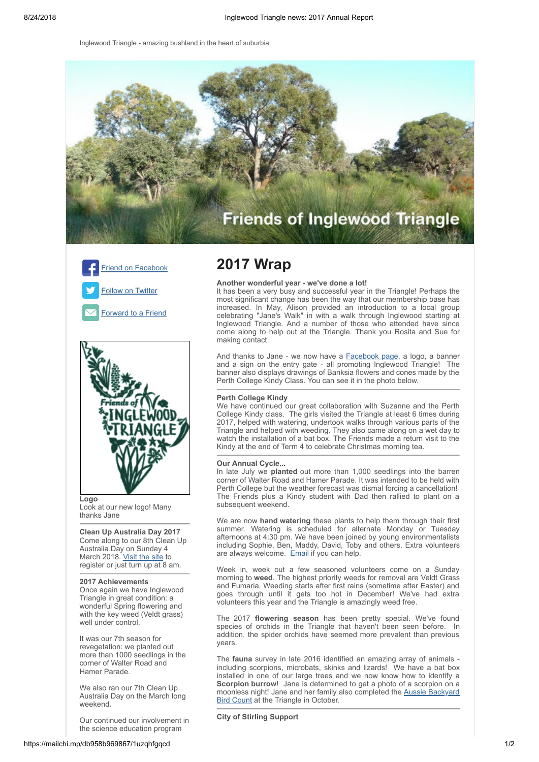Inglewood Triangle - amazing bushland in the heart of suburbia

Friends of Inglewood Triangle

[Friend on Facebook](#)

[Follow on Twitter](#)

[Forward to a Friend](#)

**Logo**
Look at our new logo! Many thanks Jane

**Clean Up Australia Day 2017**
Come along to our 8th Clean Up Australia Day on Sunday 4 March 2018. [Visit the site](#) to register or just turn up at 8 am.

**2017 Achievements**
Once again we have Inglewood Triangle in great condition: a wonderful Spring flowering and with the key weed (Veldt grass) well under control.

It was our 7th season for revegetation: we planted out more than 1000 seedlings in the corner of Walter Road and Hamer Parade.

We also ran our 7th Clean Up Australia Day on the March long weekend.

Our continued our involvement in the science education program

# 2017 Wrap

**Another wonderful year - we've done a lot!**
It has been a very busy and successful year in the Triangle! Perhaps the most significant change has been the way that our membership base has increased. In May, Alison provided an introduction to a local group celebrating "Jane's Walk" in with a walk through Inglewood starting at Inglewood Triangle. And a number of those who attended have since come along to help out at the Triangle. Thank you Rosita and Sue for making contact.

And thanks to Jane - we now have a [Facebook page](#), a logo, a banner and a sign on the entry gate - all promoting Inglewood Triangle! The banner also displays drawings of Banksia flowers and cones made by the Perth College Kindy Class. You can see it in the photo below.

**Perth College Kindy**
We have continued our great collaboration with Suzanne and the Perth College Kindy class. The girls visited the Triangle at least 6 times during 2017, helped with watering, undertook walks through various parts of the Triangle and helped with weeding. They also came along on a wet day to watch the installation of a bat box. The Friends made a return visit to the Kindy at the end of Term 4 to celebrate Christmas morning tea.

**Our Annual Cycle...**
In late July we **planted** out more than 1,000 seedlings into the barren corner of Walter Road and Hamer Parade. It was intended to be held with Perth College but the weather forecast was dismal forcing a cancellation! The Friends plus a Kindy student with Dad then rallied to plant on a subsequent weekend.

We are now **hand watering** these plants to help them through their first summer. Watering is scheduled for alternate Monday or Tuesday afternoons at 4:30 pm. We have been joined by young environmentalists including Sophie, Ben, Maddy, David, Toby and others. Extra volunteers are always welcome. [Email](#) if you can help.

Week in, week out a few seasoned volunteers come on a Sunday morning to **weed**. The highest priority weeds for removal are Veldt Grass and Fumaria. Weeding starts after first rains (sometime after Easter) and goes through until it gets too hot in December! We've had extra volunteers this year and the Triangle is amazingly weed free.

The 2017 **flowering season** has been pretty special. We've found species of orchids in the Triangle that haven't been seen before. In addition. the spider orchids have seemed more prevalent than previous years.

The **fauna** survey in late 2016 identified an amazing array of animals - including scorpions, microbats, skinks and lizards! We have a bat box installed in one of our large trees and we now know how to identify a **Scorpion burrow**! Jane is determined to get a photo of a scorpion on a moonless night! Jane and her family also completed the [Aussie Backyard Bird Count](#) at the Triangle in October.

**City of Stirling Support**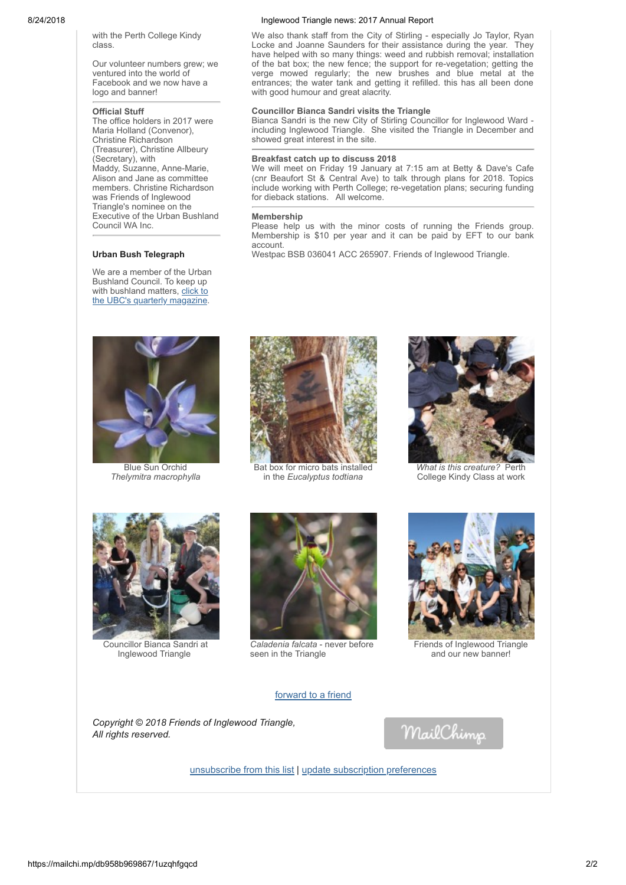with the Perth College Kindy class.

Our volunteer numbers grew; we ventured into the world of Facebook and we now have a logo and banner!

**Official Stuff**

The office holders in 2017 were Maria Holland (Convenor), Christine Richardson (Treasurer), Christine Allbeury (Secretary), with Maddy, Suzanne, Anne-Marie, Alison and Jane as committee members. Christine Richardson was Friends of Inglewood Triangle's nominee on the Executive of the Urban Bushland Council WA Inc.

**Urban Bush Telegraph**

We are a member of the Urban Bushland Council. To keep up with bushland matters, click to the UBC's quarterly magazine.

We also thank staff from the City of Stirling - especially Jo Taylor, Ryan Locke and Joanne Saunders for their assistance during the year. They have helped with so many things: weed and rubbish removal; installation of the bat box; the new fence; the support for re-vegetation; getting the verge mowed regularly; the new brushes and blue metal at the entrances; the water tank and getting it refilled. this has all been done with good humour and great alacrity.

**Councillor Bianca Sandri visits the Triangle**

Bianca Sandri is the new City of Stirling Councillor for Inglewood Ward - including Inglewood Triangle. She visited the Triangle in December and showed great interest in the site.

**Breakfast catch up to discuss 2018**

We will meet on Friday 19 January at 7:15 am at Betty & Dave's Cafe (cnr Beaufort St & Central Ave) to talk through plans for 2018. Topics include working with Perth College; re-vegetation plans; securing funding for dieback stations. All welcome.

**Membership**

Please help us with the minor costs of running the Friends group. Membership is $10 per year and it can be paid by EFT to our bank account.
Westpac BSB 036041 ACC 265907. Friends of Inglewood Triangle.

Blue Sun Orchid
*Thelymitra macrophylla*

Bat box for micro bats installed in the *Eucalyptus todtiana*

*What is this creature?* Perth College Kindy Class at work

Councillor Bianca Sandri at Inglewood Triangle

*Caladenia falcata* - never before seen in the Triangle

Friends of Inglewood Triangle and our new banner!

forward to a friend

*Copyright © 2018 Friends of Inglewood Triangle, All rights reserved.*

unsubscribe from this list | update subscription preferences